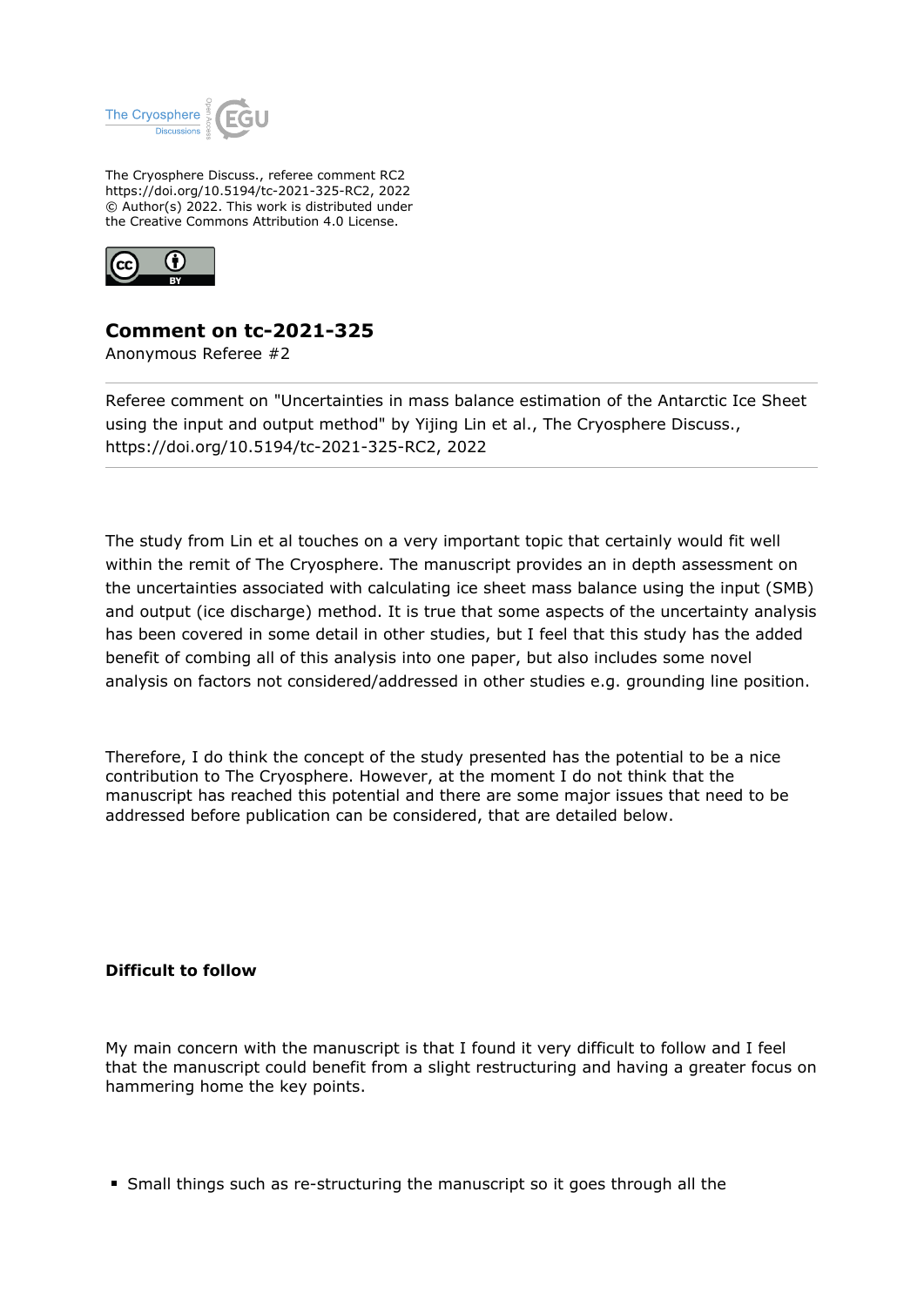The Cryosphere Discuss., referee comment RC2
https://doi.org/10.5194/tc-2021-325-RC2, 2022
© Author(s) 2022. This work is distributed under
the Creative Commons Attribution 4.0 License.

# Comment on tc-2021-325

Anonymous Referee #2

---

Referee comment on "Uncertainties in mass balance estimation of the Antarctic Ice Sheet using the input and output method" by Yijing Lin et al., The Cryosphere Discuss., https://doi.org/10.5194/tc-2021-325-RC2, 2022

---

The study from Lin et al touches on a very important topic that certainly would fit well within the remit of The Cryosphere. The manuscript provides an in depth assessment on the uncertainties associated with calculating ice sheet mass balance using the input (SMB) and output (ice discharge) method. It is true that some aspects of the uncertainty analysis has been covered in some detail in other studies, but I feel that this study has the added benefit of combing all of this analysis into one paper, but also includes some novel analysis on factors not considered/addressed in other studies e.g. grounding line position.

Therefore, I do think the concept of the study presented has the potential to be a nice contribution to The Cryosphere. However, at the moment I do not think that the manuscript has reached this potential and there are some major issues that need to be addressed before publication can be considered, that are detailed below.

**Difficult to follow**

My main concern with the manuscript is that I found it very difficult to follow and I feel that the manuscript could benefit from a slight restructuring and having a greater focus on hammering home the key points.

- Small things such as re-structuring the manuscript so it goes through all the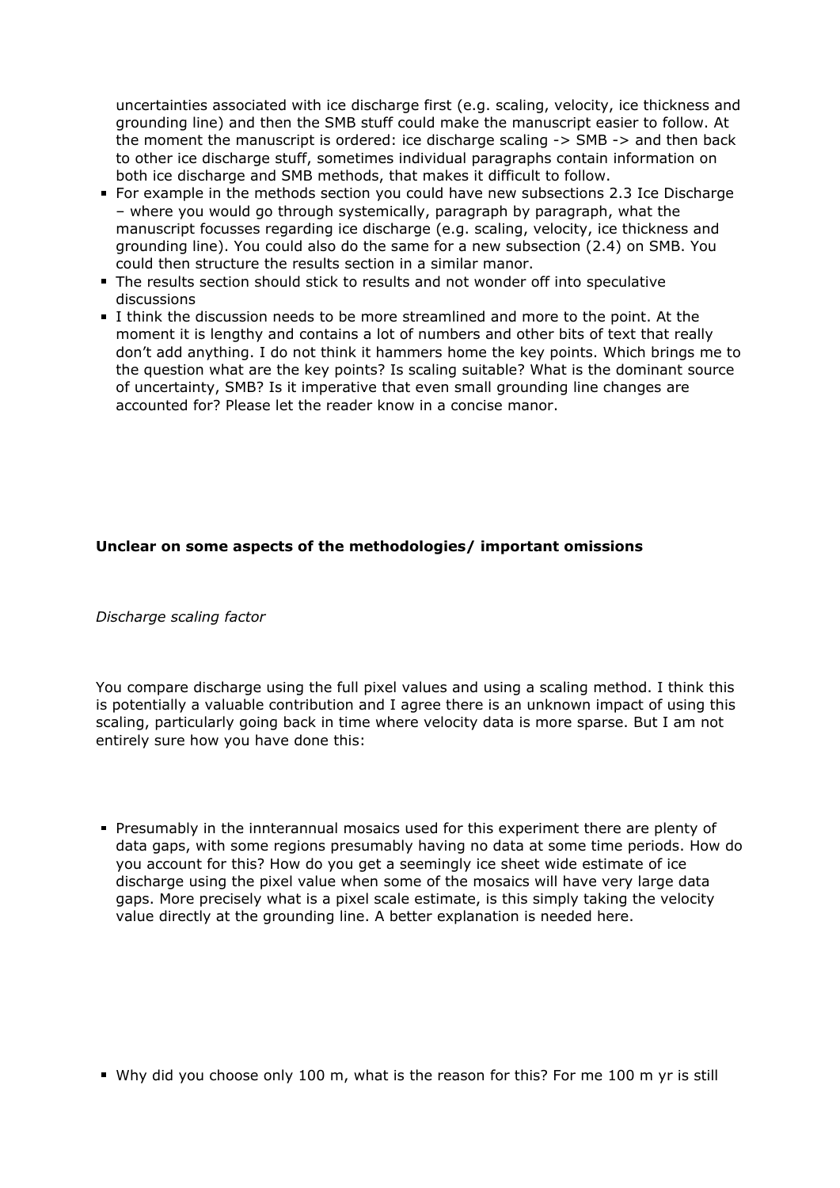uncertainties associated with ice discharge first (e.g. scaling, velocity, ice thickness and grounding line) and then the SMB stuff could make the manuscript easier to follow. At the moment the manuscript is ordered: ice discharge scaling -> SMB -> and then back to other ice discharge stuff, sometimes individual paragraphs contain information on both ice discharge and SMB methods, that makes it difficult to follow.

- For example in the methods section you could have new subsections 2.3 Ice Discharge – where you would go through systemically, paragraph by paragraph, what the manuscript focusses regarding ice discharge (e.g. scaling, velocity, ice thickness and grounding line). You could also do the same for a new subsection (2.4) on SMB. You could then structure the results section in a similar manor.
- The results section should stick to results and not wonder off into speculative discussions
- I think the discussion needs to be more streamlined and more to the point. At the moment it is lengthy and contains a lot of numbers and other bits of text that really don't add anything. I do not think it hammers home the key points. Which brings me to the question what are the key points? Is scaling suitable? What is the dominant source of uncertainty, SMB? Is it imperative that even small grounding line changes are accounted for? Please let the reader know in a concise manor.

**Unclear on some aspects of the methodologies/ important omissions**

*Discharge scaling factor*

You compare discharge using the full pixel values and using a scaling method. I think this is potentially a valuable contribution and I agree there is an unknown impact of using this scaling, particularly going back in time where velocity data is more sparse. But I am not entirely sure how you have done this:

- Presumably in the innterannual mosaics used for this experiment there are plenty of data gaps, with some regions presumably having no data at some time periods. How do you account for this? How do you get a seemingly ice sheet wide estimate of ice discharge using the pixel value when some of the mosaics will have very large data gaps. More precisely what is a pixel scale estimate, is this simply taking the velocity value directly at the grounding line. A better explanation is needed here.

- Why did you choose only 100 m, what is the reason for this? For me 100 m yr is still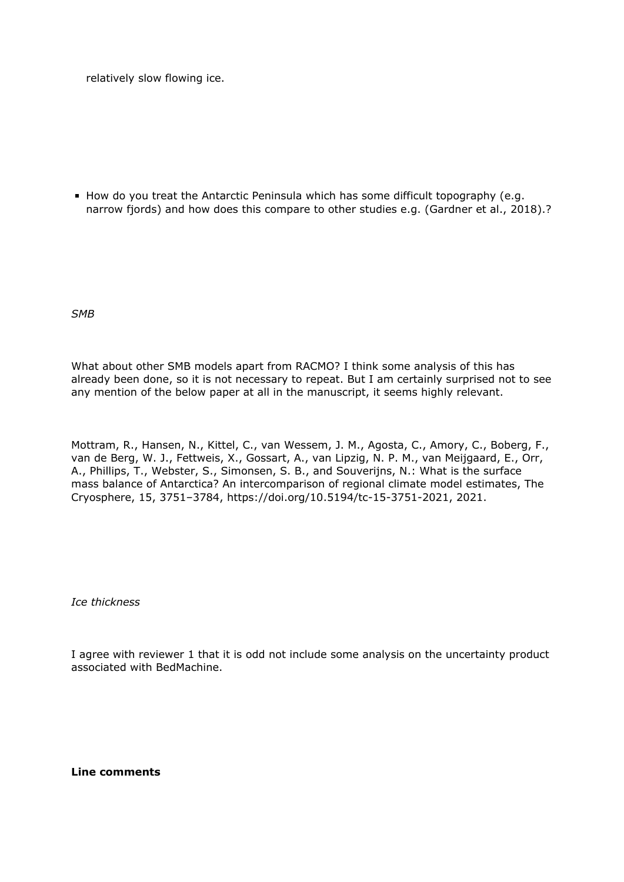relatively slow flowing ice.

- How do you treat the Antarctic Peninsula which has some difficult topography (e.g. narrow fjords) and how does this compare to other studies e.g. (Gardner et al., 2018).?

*SMB*

What about other SMB models apart from RACMO? I think some analysis of this has already been done, so it is not necessary to repeat. But I am certainly surprised not to see any mention of the below paper at all in the manuscript, it seems highly relevant.

Mottram, R., Hansen, N., Kittel, C., van Wessem, J. M., Agosta, C., Amory, C., Boberg, F., van de Berg, W. J., Fettweis, X., Gossart, A., van Lipzig, N. P. M., van Meijgaard, E., Orr, A., Phillips, T., Webster, S., Simonsen, S. B., and Souverijns, N.: What is the surface mass balance of Antarctica? An intercomparison of regional climate model estimates, The Cryosphere, 15, 3751–3784, https://doi.org/10.5194/tc-15-3751-2021, 2021.

*Ice thickness*

I agree with reviewer 1 that it is odd not include some analysis on the uncertainty product associated with BedMachine.

**Line comments**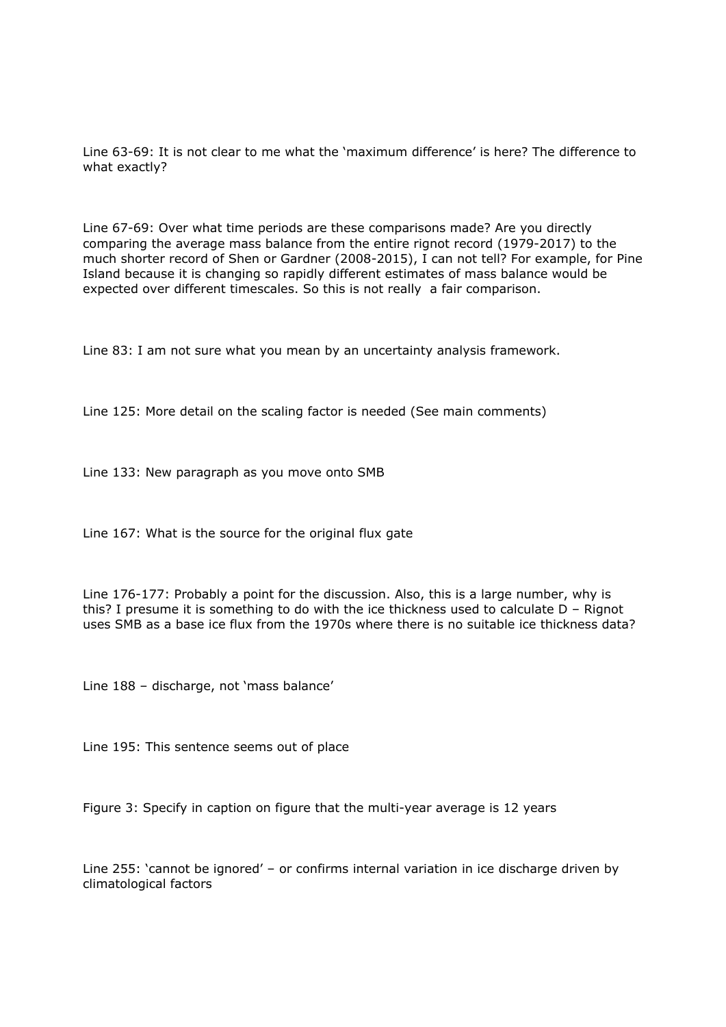Line 63-69: It is not clear to me what the 'maximum difference' is here? The difference to what exactly?

Line 67-69: Over what time periods are these comparisons made? Are you directly comparing the average mass balance from the entire rignot record (1979-2017) to the much shorter record of Shen or Gardner (2008-2015), I can not tell? For example, for Pine Island because it is changing so rapidly different estimates of mass balance would be expected over different timescales. So this is not really a fair comparison.

Line 83: I am not sure what you mean by an uncertainty analysis framework.

Line 125: More detail on the scaling factor is needed (See main comments)

Line 133: New paragraph as you move onto SMB

Line 167: What is the source for the original flux gate

Line 176-177: Probably a point for the discussion. Also, this is a large number, why is this? I presume it is something to do with the ice thickness used to calculate D – Rignot uses SMB as a base ice flux from the 1970s where there is no suitable ice thickness data?

Line 188 – discharge, not 'mass balance'

Line 195: This sentence seems out of place

Figure 3: Specify in caption on figure that the multi-year average is 12 years

Line 255: 'cannot be ignored' – or confirms internal variation in ice discharge driven by climatological factors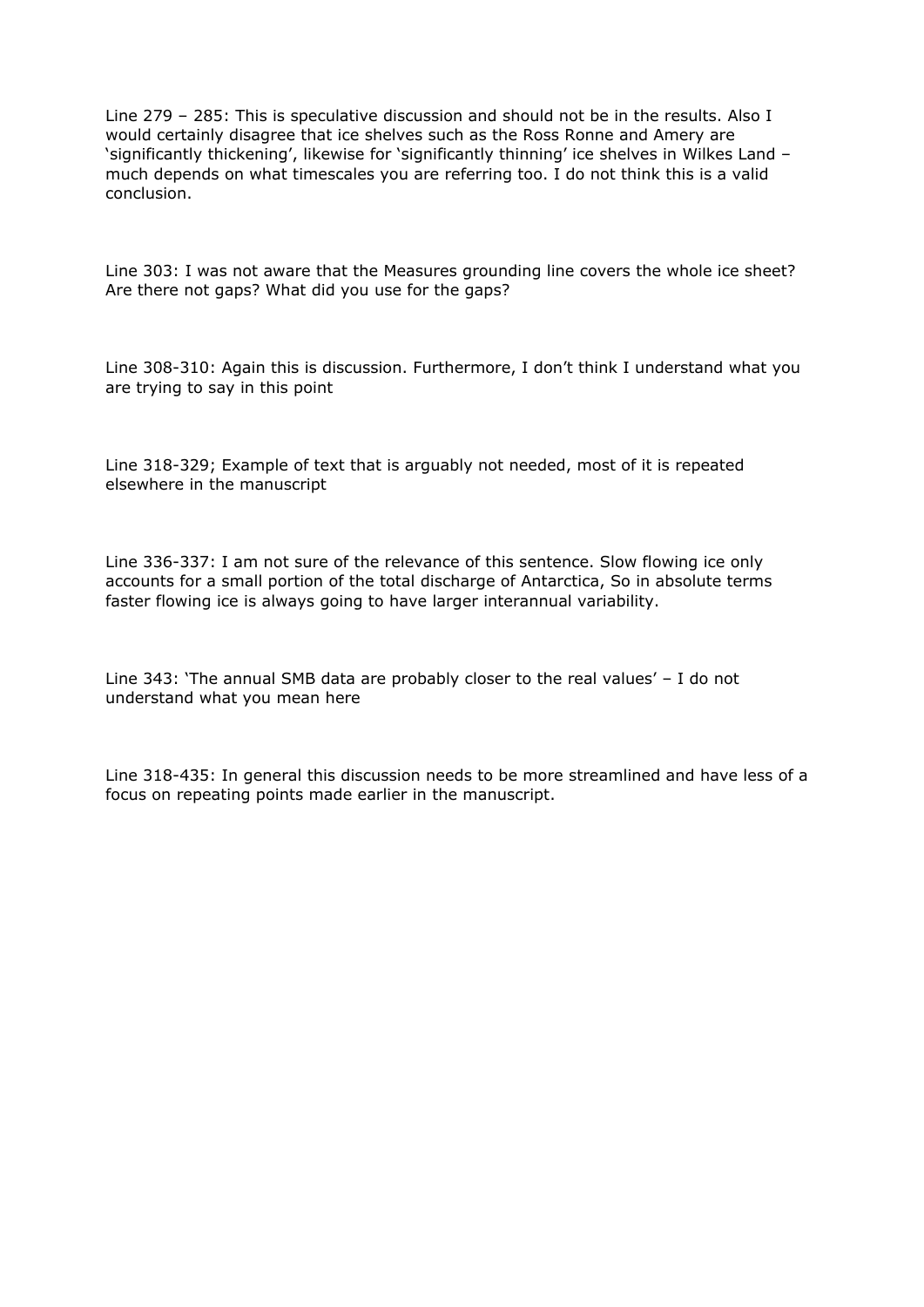Line 279 – 285: This is speculative discussion and should not be in the results. Also I would certainly disagree that ice shelves such as the Ross Ronne and Amery are 'significantly thickening', likewise for 'significantly thinning' ice shelves in Wilkes Land – much depends on what timescales you are referring too. I do not think this is a valid conclusion.

Line 303: I was not aware that the Measures grounding line covers the whole ice sheet? Are there not gaps? What did you use for the gaps?

Line 308-310: Again this is discussion. Furthermore, I don't think I understand what you are trying to say in this point

Line 318-329; Example of text that is arguably not needed, most of it is repeated elsewhere in the manuscript

Line 336-337: I am not sure of the relevance of this sentence. Slow flowing ice only accounts for a small portion of the total discharge of Antarctica, So in absolute terms faster flowing ice is always going to have larger interannual variability.

Line 343: 'The annual SMB data are probably closer to the real values' – I do not understand what you mean here

Line 318-435: In general this discussion needs to be more streamlined and have less of a focus on repeating points made earlier in the manuscript.